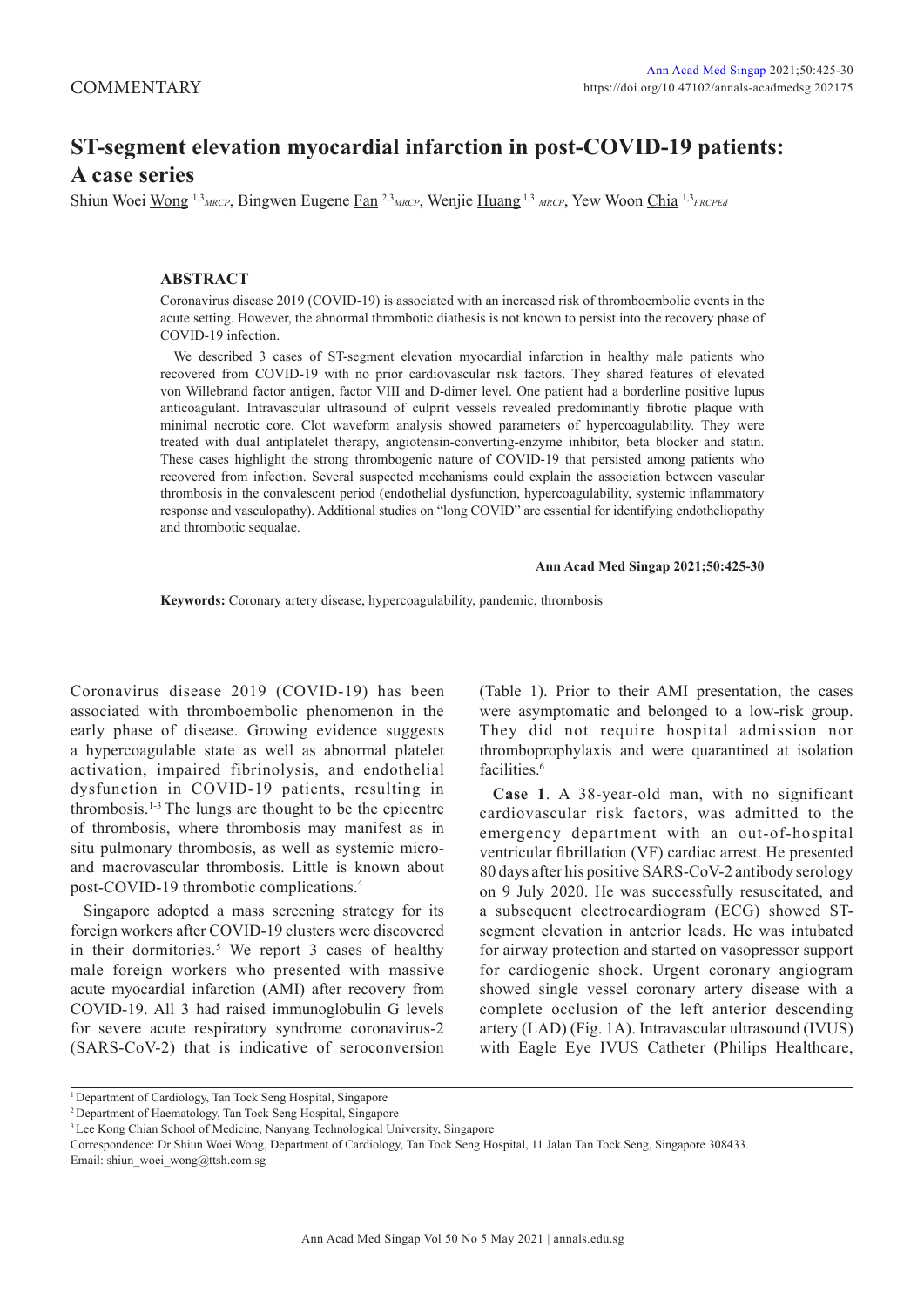COMMENTARY

# ST-segment elevation myocardial infarction in post-COVID-19 patients: A case series

Shiun Woei Wong [1,3] *MRCP*, Bingwen Eugene Fan [2,3] *MRCP*, Wenjie Huang [1,3] *MRCP*, Yew Woon Chia [1,3] *FRCPEd*

## ABSTRACT

Coronavirus disease 2019 (COVID-19) is associated with an increased risk of thromboembolic events in the acute setting. However, the abnormal thrombotic diathesis is not known to persist into the recovery phase of COVID-19 infection.

We described 3 cases of ST-segment elevation myocardial infarction in healthy male patients who recovered from COVID-19 with no prior cardiovascular risk factors. They shared features of elevated von Willebrand factor antigen, factor VIII and D-dimer level. One patient had a borderline positive lupus anticoagulant. Intravascular ultrasound of culprit vessels revealed predominantly fibrotic plaque with minimal necrotic core. Clot waveform analysis showed parameters of hypercoagulability. They were treated with dual antiplatelet therapy, angiotensin-converting-enzyme inhibitor, beta blocker and statin. These cases highlight the strong thrombogenic nature of COVID-19 that persisted among patients who recovered from infection. Several suspected mechanisms could explain the association between vascular thrombosis in the convalescent period (endothelial dysfunction, hypercoagulability, systemic inflammatory response and vasculopathy). Additional studies on "long COVID" are essential for identifying endotheliopathy and thrombotic sequalae.

**Ann Acad Med Singap 2021;50:425-30**

**Keywords:** Coronary artery disease, hypercoagulability, pandemic, thrombosis

Coronavirus disease 2019 (COVID-19) has been associated with thromboembolic phenomenon in the early phase of disease. Growing evidence suggests a hypercoagulable state as well as abnormal platelet activation, impaired fibrinolysis, and endothelial dysfunction in COVID-19 patients, resulting in thrombosis.[1-3] The lungs are thought to be the epicentre of thrombosis, where thrombosis may manifest as in situ pulmonary thrombosis, as well as systemic micro- and macrovascular thrombosis. Little is known about post-COVID-19 thrombotic complications.[4]

Singapore adopted a mass screening strategy for its foreign workers after COVID-19 clusters were discovered in their dormitories.[5] We report 3 cases of healthy male foreign workers who presented with massive acute myocardial infarction (AMI) after recovery from COVID-19. All 3 had raised immunoglobulin G levels for severe acute respiratory syndrome coronavirus-2 (SARS-CoV-2) that is indicative of seroconversion (Table 1). Prior to their AMI presentation, the cases were asymptomatic and belonged to a low-risk group. They did not require hospital admission nor thromboprophylaxis and were quarantined at isolation facilities.[6]

**Case 1**. A 38-year-old man, with no significant cardiovascular risk factors, was admitted to the emergency department with an out-of-hospital ventricular fibrillation (VF) cardiac arrest. He presented 80 days after his positive SARS-CoV-2 antibody serology on 9 July 2020. He was successfully resuscitated, and a subsequent electrocardiogram (ECG) showed ST-segment elevation in anterior leads. He was intubated for airway protection and started on vasopressor support for cardiogenic shock. Urgent coronary angiogram showed single vessel coronary artery disease with a complete occlusion of the left anterior descending artery (LAD) (Fig. 1A). Intravascular ultrasound (IVUS) with Eagle Eye IVUS Catheter (Philips Healthcare,

[1] Department of Cardiology, Tan Tock Seng Hospital, Singapore
[2] Department of Haematology, Tan Tock Seng Hospital, Singapore
[3] Lee Kong Chian School of Medicine, Nanyang Technological University, Singapore
Correspondence: Dr Shiun Woei Wong, Department of Cardiology, Tan Tock Seng Hospital, 11 Jalan Tan Tock Seng, Singapore 308433.
Email: shiun_woei_wong@ttsh.com.sg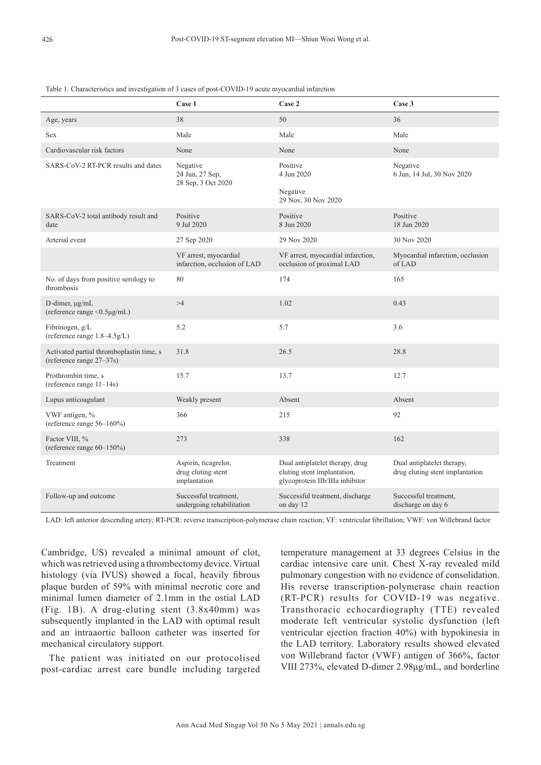Table 1. Characteristics and investigation of 3 cases of post-COVID-19 acute myocardial infarction

| | Case 1 | Case 2 | Case 3 |
|---|---|---|---|
| Age, years | 38 | 50 | 36 |
| Sex | Male | Male | Male |
| Cardiovascular risk factors | None | None | None |
| SARS-CoV-2 RT-PCR results and dates | Negative 24 Jun, 27 Sep, 28 Sep, 3 Oct 2020 | Positive 4 Jun 2020 Negative 29 Nov, 30 Nov 2020 | Negative 6 Jun, 14 Jul, 30 Nov 2020 |
| SARS-CoV-2 total antibody result and date | Positive 9 Jul 2020 | Positive 8 Jun 2020 | Positive 18 Jun 2020 |
| Arterial event | 27 Sep 2020 | 29 Nov 2020 | 30 Nov 2020 |
| | VF arrest, myocardial infarction, occlusion of LAD | VF arrest, myocardial infarction, occlusion of proximal LAD | Myocardial infarction, occlusion of LAD |
| No. of days from positive serology to thrombosis | 80 | 174 | 165 |
| D-dimer, μg/mL (reference range <0.5μg/mL) | >4 | 1.02 | 0.43 |
| Fibrinogen, g/L (reference range 1.8–4.5g/L) | 5.2 | 5.7 | 3.6 |
| Activated partial thromboplastin time, s (reference range 27–37s) | 31.8 | 26.5 | 28.8 |
| Prothrombin time, s (reference range 11–14s) | 15.7 | 13.7 | 12.7 |
| Lupus anticoagulant | Weakly present | Absent | Absent |
| VWF antigen, % (reference range 56–160%) | 366 | 215 | 92 |
| Factor VIII, % (reference range 60–150%) | 273 | 338 | 162 |
| Treatment | Aspirin, ticagrelor, drug eluting stent implantation | Dual antiplatelet therapy, drug eluting stent implantation, glycoprotein IIb/IIIa inhibitor | Dual antiplatelet therapy, drug eluting stent implantation |
| Follow-up and outcome | Successful treatment, undergoing rehabilitation | Successful treatment, discharge on day 12 | Successful treatment, discharge on day 6 |

LAD: left anterior descending artery; RT-PCR: reverse transcription-polymerase chain reaction; VF: ventricular fibrillation; VWF: von Willebrand factor

Cambridge, US) revealed a minimal amount of clot, which was retrieved using a thrombectomy device. Virtual histology (via IVUS) showed a focal, heavily fibrous plaque burden of 59% with minimal necrotic core and minimal lumen diameter of 2.1mm in the ostial LAD (Fig. 1B). A drug-eluting stent (3.8x40mm) was subsequently implanted in the LAD with optimal result and an intraaortic balloon catheter was inserted for mechanical circulatory support.

The patient was initiated on our protocolised post-cardiac arrest care bundle including targeted temperature management at 33 degrees Celsius in the cardiac intensive care unit. Chest X-ray revealed mild pulmonary congestion with no evidence of consolidation. His reverse transcription-polymerase chain reaction (RT-PCR) results for COVID-19 was negative. Transthoracic echocardiography (TTE) revealed moderate left ventricular systolic dysfunction (left ventricular ejection fraction 40%) with hypokinesia in the LAD territory. Laboratory results showed elevated von Willebrand factor (VWF) antigen of 366%, factor VIII 273%, elevated D-dimer 2.98μg/mL, and borderline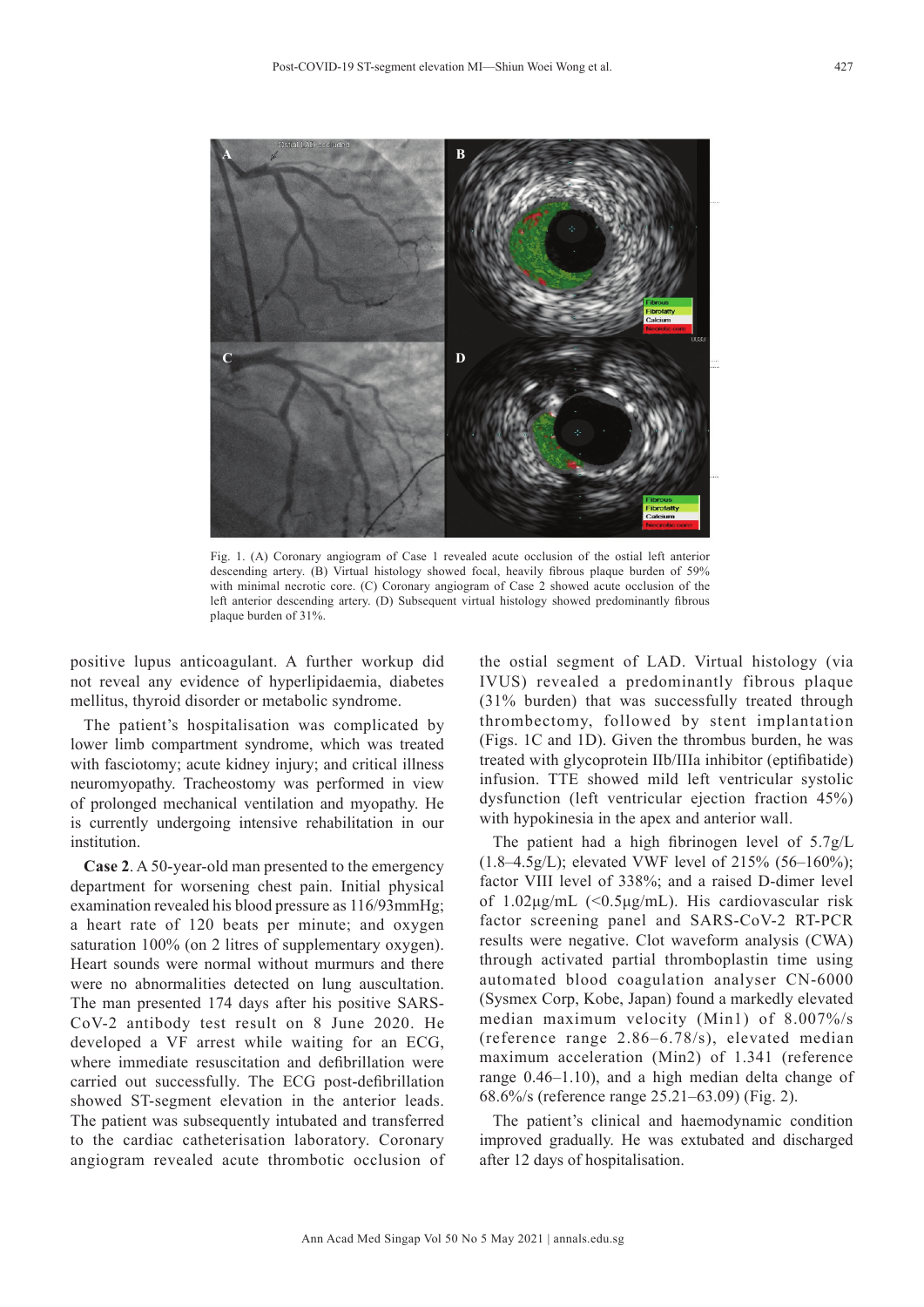Fig. 1. (A) Coronary angiogram of Case 1 revealed acute occlusion of the ostial left anterior descending artery. (B) Virtual histology showed focal, heavily fibrous plaque burden of 59% with minimal necrotic core. (C) Coronary angiogram of Case 2 showed acute occlusion of the left anterior descending artery. (D) Subsequent virtual histology showed predominantly fibrous plaque burden of 31%.

positive lupus anticoagulant. A further workup did not reveal any evidence of hyperlipidaemia, diabetes mellitus, thyroid disorder or metabolic syndrome.

The patient's hospitalisation was complicated by lower limb compartment syndrome, which was treated with fasciotomy; acute kidney injury; and critical illness neuromyopathy. Tracheostomy was performed in view of prolonged mechanical ventilation and myopathy. He is currently undergoing intensive rehabilitation in our institution.

**Case 2**. A 50-year-old man presented to the emergency department for worsening chest pain. Initial physical examination revealed his blood pressure as 116/93mmHg; a heart rate of 120 beats per minute; and oxygen saturation 100% (on 2 litres of supplementary oxygen). Heart sounds were normal without murmurs and there were no abnormalities detected on lung auscultation. The man presented 174 days after his positive SARS-CoV-2 antibody test result on 8 June 2020. He developed a VF arrest while waiting for an ECG, where immediate resuscitation and defibrillation were carried out successfully. The ECG post-defibrillation showed ST-segment elevation in the anterior leads. The patient was subsequently intubated and transferred to the cardiac catheterisation laboratory. Coronary angiogram revealed acute thrombotic occlusion of the ostial segment of LAD. Virtual histology (via IVUS) revealed a predominantly fibrous plaque (31% burden) that was successfully treated through thrombectomy, followed by stent implantation (Figs. 1C and 1D). Given the thrombus burden, he was treated with glycoprotein IIb/IIIa inhibitor (eptifibatide) infusion. TTE showed mild left ventricular systolic dysfunction (left ventricular ejection fraction 45%) with hypokinesia in the apex and anterior wall.

The patient had a high fibrinogen level of 5.7g/L (1.8–4.5g/L); elevated VWF level of 215% (56–160%); factor VIII level of 338%; and a raised D-dimer level of 1.02µg/mL (<0.5µg/mL). His cardiovascular risk factor screening panel and SARS-CoV-2 RT-PCR results were negative. Clot waveform analysis (CWA) through activated partial thromboplastin time using automated blood coagulation analyser CN-6000 (Sysmex Corp, Kobe, Japan) found a markedly elevated median maximum velocity (Min1) of 8.007%/s (reference range 2.86–6.78/s), elevated median maximum acceleration (Min2) of 1.341 (reference range 0.46–1.10), and a high median delta change of 68.6%/s (reference range 25.21–63.09) (Fig. 2).

The patient's clinical and haemodynamic condition improved gradually. He was extubated and discharged after 12 days of hospitalisation.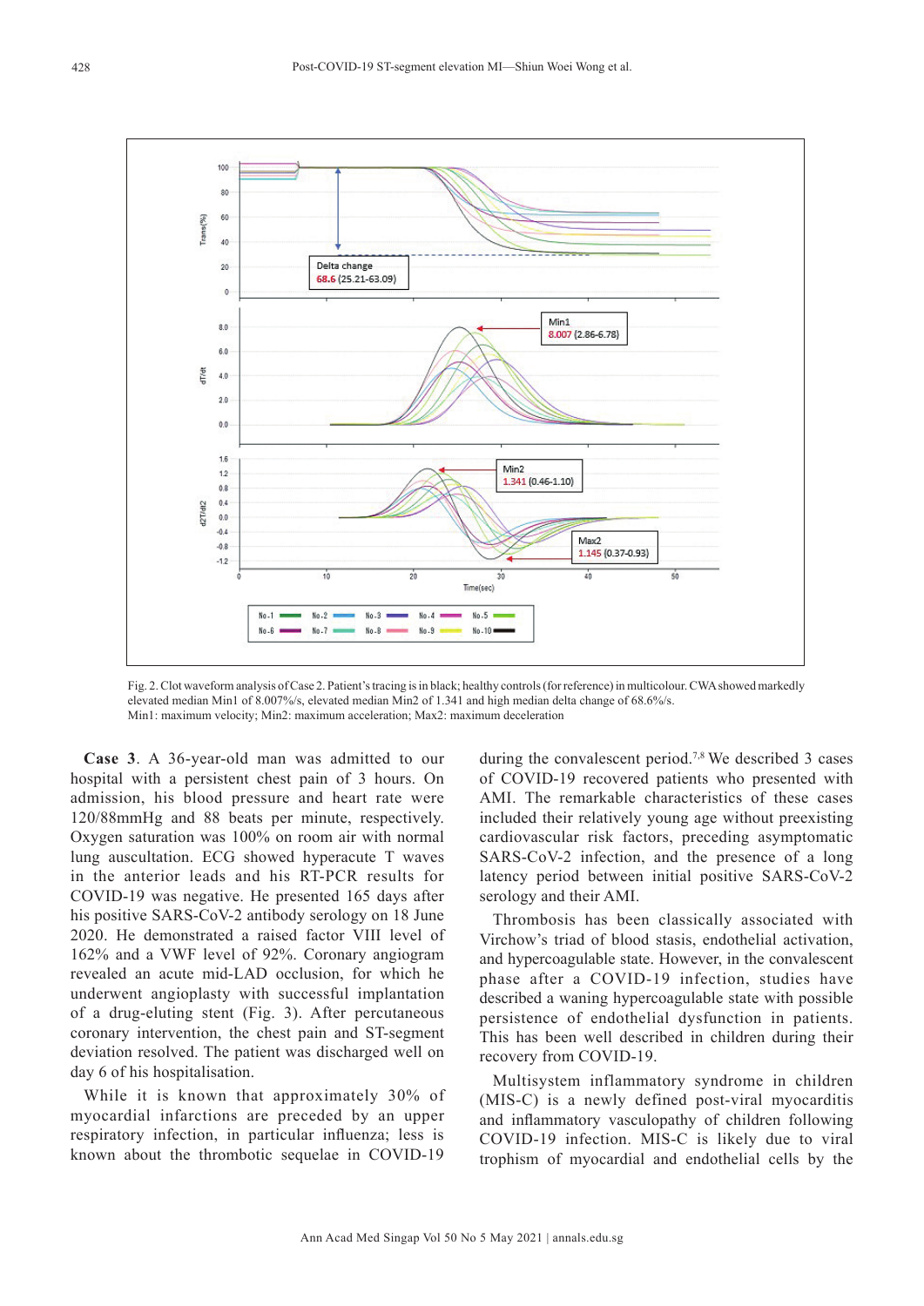Fig. 2. Clot waveform analysis of Case 2. Patient's tracing is in black; healthy controls (for reference) in multicolour. CWA showed markedly elevated median Min1 of 8.007%/s, elevated median Min2 of 1.341 and high median delta change of 68.6%/s.
Min1: maximum velocity; Min2: maximum acceleration; Max2: maximum deceleration

**Case 3**. A 36-year-old man was admitted to our hospital with a persistent chest pain of 3 hours. On admission, his blood pressure and heart rate were 120/88mmHg and 88 beats per minute, respectively. Oxygen saturation was 100% on room air with normal lung auscultation. ECG showed hyperacute T waves in the anterior leads and his RT-PCR results for COVID-19 was negative. He presented 165 days after his positive SARS-CoV-2 antibody serology on 18 June 2020. He demonstrated a raised factor VIII level of 162% and a VWF level of 92%. Coronary angiogram revealed an acute mid-LAD occlusion, for which he underwent angioplasty with successful implantation of a drug-eluting stent (Fig. 3). After percutaneous coronary intervention, the chest pain and ST-segment deviation resolved. The patient was discharged well on day 6 of his hospitalisation.

While it is known that approximately 30% of myocardial infarctions are preceded by an upper respiratory infection, in particular influenza; less is known about the thrombotic sequelae in COVID-19 during the convalescent period.[7,8] We described 3 cases of COVID-19 recovered patients who presented with AMI. The remarkable characteristics of these cases included their relatively young age without preexisting cardiovascular risk factors, preceding asymptomatic SARS-CoV-2 infection, and the presence of a long latency period between initial positive SARS-CoV-2 serology and their AMI.

Thrombosis has been classically associated with Virchow's triad of blood stasis, endothelial activation, and hypercoagulable state. However, in the convalescent phase after a COVID-19 infection, studies have described a waning hypercoagulable state with possible persistence of endothelial dysfunction in patients. This has been well described in children during their recovery from COVID-19.

Multisystem inflammatory syndrome in children (MIS-C) is a newly defined post-viral myocarditis and inflammatory vasculopathy of children following COVID-19 infection. MIS-C is likely due to viral trophism of myocardial and endothelial cells by the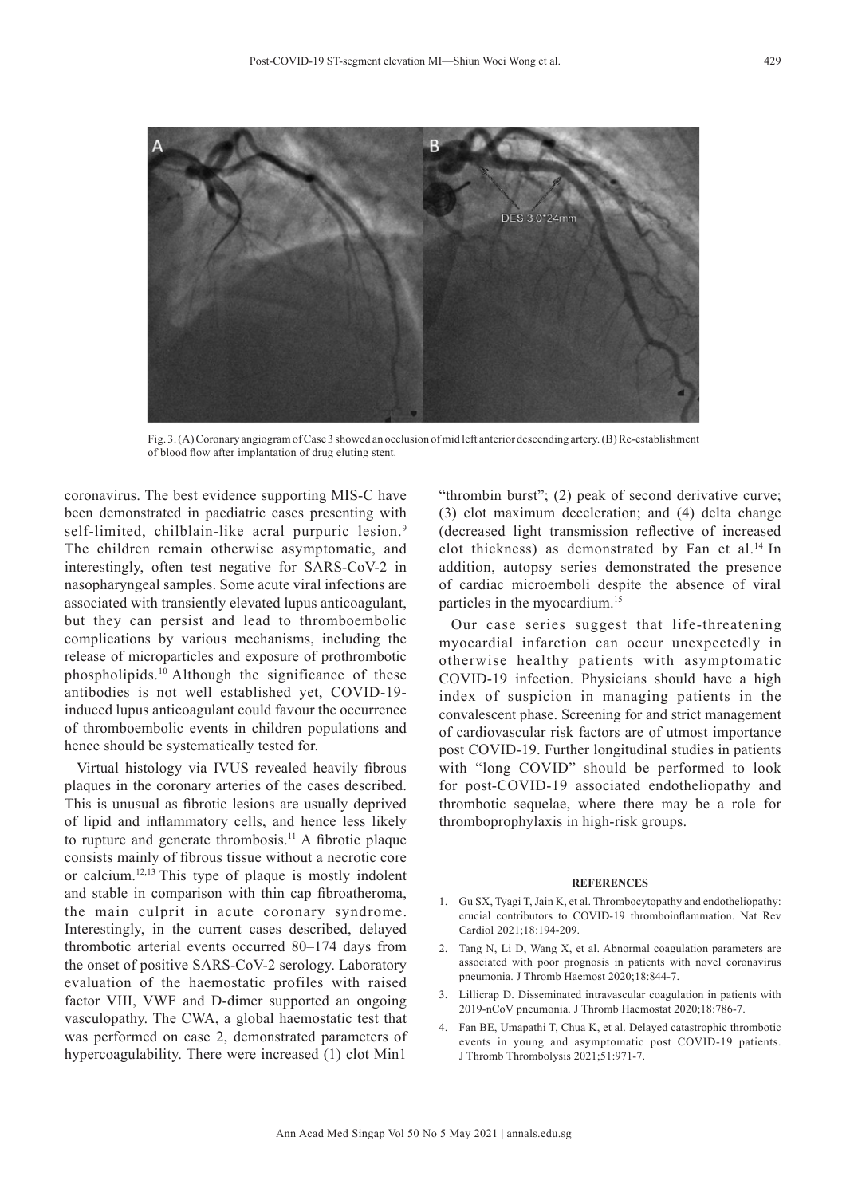Fig. 3. (A) Coronary angiogram of Case 3 showed an occlusion of mid left anterior descending artery. (B) Re-establishment of blood flow after implantation of drug eluting stent.

coronavirus. The best evidence supporting MIS-C have been demonstrated in paediatric cases presenting with self-limited, chilblain-like acral purpuric lesion.[9] The children remain otherwise asymptomatic, and interestingly, often test negative for SARS-CoV-2 in nasopharyngeal samples. Some acute viral infections are associated with transiently elevated lupus anticoagulant, but they can persist and lead to thromboembolic complications by various mechanisms, including the release of microparticles and exposure of prothrombotic phospholipids.[10] Although the significance of these antibodies is not well established yet, COVID-19-induced lupus anticoagulant could favour the occurrence of thromboembolic events in children populations and hence should be systematically tested for.

Virtual histology via IVUS revealed heavily fibrous plaques in the coronary arteries of the cases described. This is unusual as fibrotic lesions are usually deprived of lipid and inflammatory cells, and hence less likely to rupture and generate thrombosis.[11] A fibrotic plaque consists mainly of fibrous tissue without a necrotic core or calcium.[12,13] This type of plaque is mostly indolent and stable in comparison with thin cap fibroatheroma, the main culprit in acute coronary syndrome. Interestingly, in the current cases described, delayed thrombotic arterial events occurred 80–174 days from the onset of positive SARS-CoV-2 serology. Laboratory evaluation of the haemostatic profiles with raised factor VIII, VWF and D-dimer supported an ongoing vasculopathy. The CWA, a global haemostatic test that was performed on case 2, demonstrated parameters of hypercoagulability. There were increased (1) clot Min1 "thrombin burst"; (2) peak of second derivative curve; (3) clot maximum deceleration; and (4) delta change (decreased light transmission reflective of increased clot thickness) as demonstrated by Fan et al.[14] In addition, autopsy series demonstrated the presence of cardiac microemboli despite the absence of viral particles in the myocardium.[15]

Our case series suggest that life-threatening myocardial infarction can occur unexpectedly in otherwise healthy patients with asymptomatic COVID-19 infection. Physicians should have a high index of suspicion in managing patients in the convalescent phase. Screening for and strict management of cardiovascular risk factors are of utmost importance post COVID-19. Further longitudinal studies in patients with "long COVID" should be performed to look for post-COVID-19 associated endotheliopathy and thrombotic sequelae, where there may be a role for thromboprophylaxis in high-risk groups.

## REFERENCES

1. Gu SX, Tyagi T, Jain K, et al. Thrombocytopathy and endotheliopathy: crucial contributors to COVID-19 thromboinflammation. Nat Rev Cardiol 2021;18:194-209.
2. Tang N, Li D, Wang X, et al. Abnormal coagulation parameters are associated with poor prognosis in patients with novel coronavirus pneumonia. J Thromb Haemost 2020;18:844-7.
3. Lillicrap D. Disseminated intravascular coagulation in patients with 2019-nCoV pneumonia. J Thromb Haemostat 2020;18:786-7.
4. Fan BE, Umapathi T, Chua K, et al. Delayed catastrophic thrombotic events in young and asymptomatic post COVID-19 patients. J Thromb Thrombolysis 2021;51:971-7.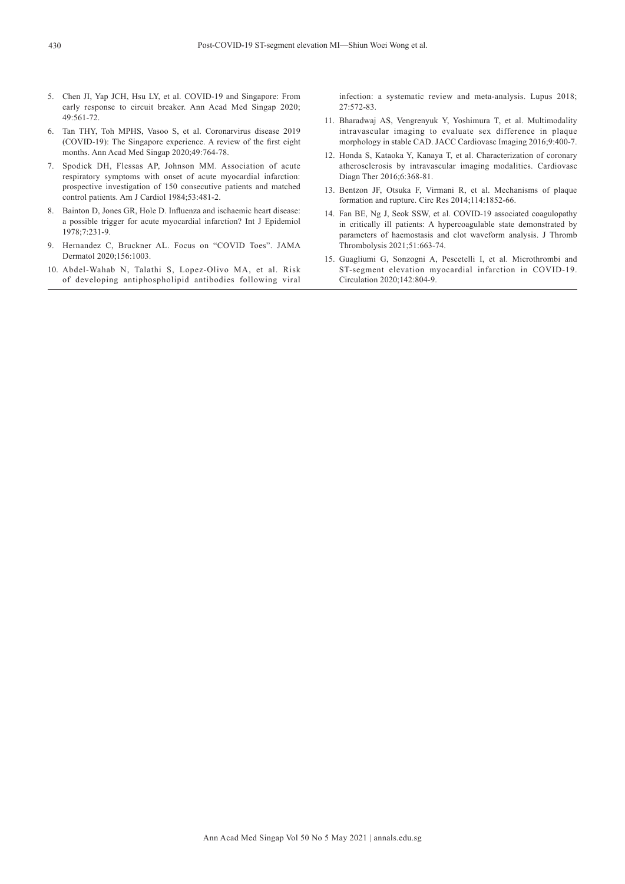5. Chen JI, Yap JCH, Hsu LY, et al. COVID-19 and Singapore: From early response to circuit breaker. Ann Acad Med Singap 2020; 49:561-72.
6. Tan THY, Toh MPHS, Vasoo S, et al. Coronarvirus disease 2019 (COVID-19): The Singapore experience. A review of the first eight months. Ann Acad Med Singap 2020;49:764-78.
7. Spodick DH, Flessas AP, Johnson MM. Association of acute respiratory symptoms with onset of acute myocardial infarction: prospective investigation of 150 consecutive patients and matched control patients. Am J Cardiol 1984;53:481-2.
8. Bainton D, Jones GR, Hole D. Influenza and ischaemic heart disease: a possible trigger for acute myocardial infarction? Int J Epidemiol 1978;7:231-9.
9. Hernandez C, Bruckner AL. Focus on "COVID Toes". JAMA Dermatol 2020;156:1003.
10. Abdel-Wahab N, Talathi S, Lopez-Olivo MA, et al. Risk of developing antiphospholipid antibodies following viral infection: a systematic review and meta-analysis. Lupus 2018; 27:572-83.
11. Bharadwaj AS, Vengrenyuk Y, Yoshimura T, et al. Multimodality intravascular imaging to evaluate sex difference in plaque morphology in stable CAD. JACC Cardiovasc Imaging 2016;9:400-7.
12. Honda S, Kataoka Y, Kanaya T, et al. Characterization of coronary atherosclerosis by intravascular imaging modalities. Cardiovasc Diagn Ther 2016;6:368-81.
13. Bentzon JF, Otsuka F, Virmani R, et al. Mechanisms of plaque formation and rupture. Circ Res 2014;114:1852-66.
14. Fan BE, Ng J, Seok SSW, et al. COVID-19 associated coagulopathy in critically ill patients: A hypercoagulable state demonstrated by parameters of haemostasis and clot waveform analysis. J Thromb Thrombolysis 2021;51:663-74.
15. Guagliumi G, Sonzogni A, Pescetelli I, et al. Microthrombi and ST-segment elevation myocardial infarction in COVID-19. Circulation 2020;142:804-9.